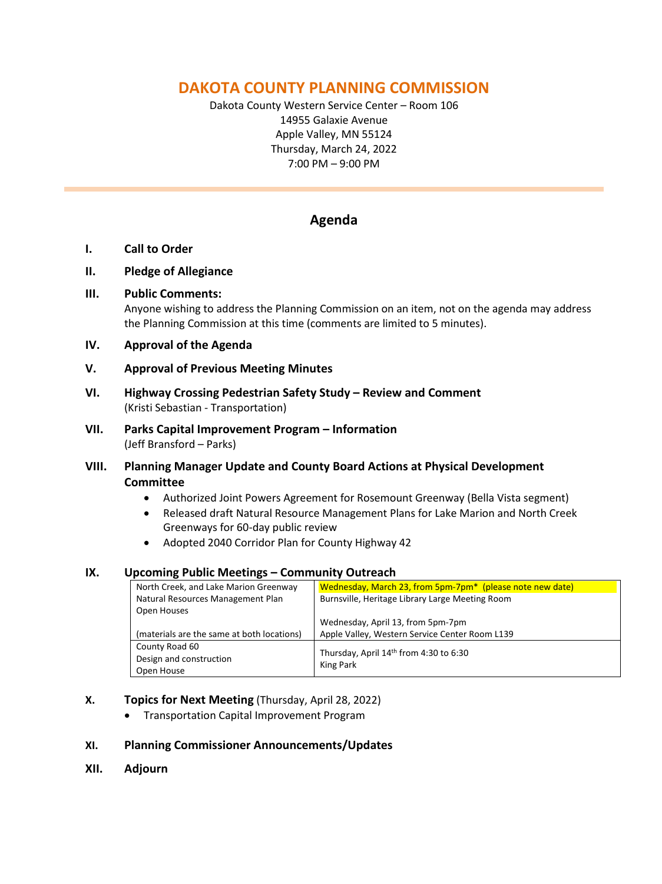# DAKOTA COUNTY PLANNING COMMISSION

Dakota County Western Service Center – Room 106
14955 Galaxie Avenue
Apple Valley, MN 55124
Thursday, March 24, 2022
7:00 PM – 9:00 PM

## Agenda

**I. Call to Order**

**II. Pledge of Allegiance**

**III. Public Comments:**
Anyone wishing to address the Planning Commission on an item, not on the agenda may address the Planning Commission at this time (comments are limited to 5 minutes).

**IV. Approval of the Agenda**

**V. Approval of Previous Meeting Minutes**

**VI. Highway Crossing Pedestrian Safety Study – Review and Comment**
(Kristi Sebastian - Transportation)

**VII. Parks Capital Improvement Program – Information**
(Jeff Bransford – Parks)

**VIII. Planning Manager Update and County Board Actions at Physical Development Committee**

- Authorized Joint Powers Agreement for Rosemount Greenway (Bella Vista segment)
- Released draft Natural Resource Management Plans for Lake Marion and North Creek Greenways for 60-day public review
- Adopted 2040 Corridor Plan for County Highway 42

**IX. Upcoming Public Meetings – Community Outreach**

| | |
|---|---|
| North Creek, and Lake Marion Greenway Natural Resources Management Plan Open Houses<br><br>(materials are the same at both locations) | Wednesday, March 23, from 5pm-7pm* (please note new date)<br>Burnsville, Heritage Library Large Meeting Room<br><br>Wednesday, April 13, from 5pm-7pm<br>Apple Valley, Western Service Center Room L139 |
| County Road 60<br>Design and construction<br>Open House | Thursday, April 14th from 4:30 to 6:30<br>King Park |

**X. Topics for Next Meeting** (Thursday, April 28, 2022)

- Transportation Capital Improvement Program

**XI. Planning Commissioner Announcements/Updates**

**XII. Adjourn**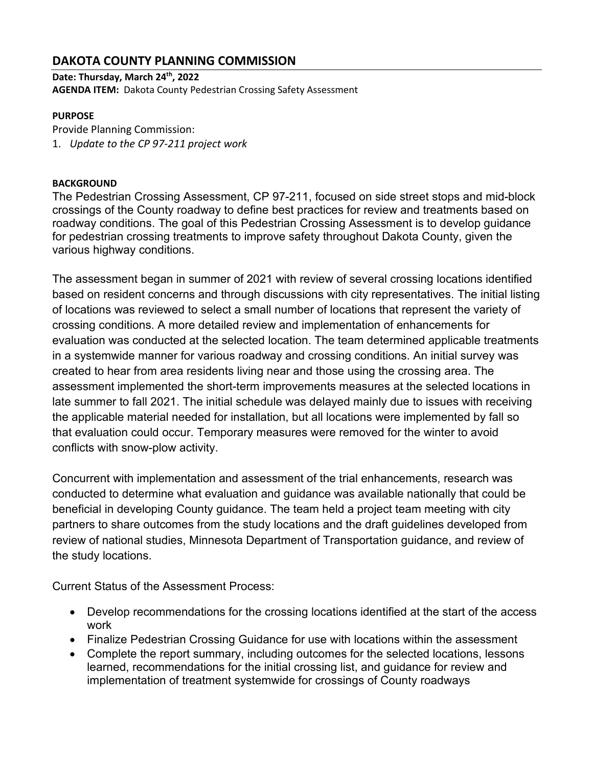## DAKOTA COUNTY PLANNING COMMISSION

**Date: Thursday, March 24th, 2022**
**AGENDA ITEM:** Dakota County Pedestrian Crossing Safety Assessment

**PURPOSE**

Provide Planning Commission:

1. *Update to the CP 97-211 project work*

**BACKGROUND**

The Pedestrian Crossing Assessment, CP 97-211, focused on side street stops and mid-block crossings of the County roadway to define best practices for review and treatments based on roadway conditions. The goal of this Pedestrian Crossing Assessment is to develop guidance for pedestrian crossing treatments to improve safety throughout Dakota County, given the various highway conditions.

The assessment began in summer of 2021 with review of several crossing locations identified based on resident concerns and through discussions with city representatives. The initial listing of locations was reviewed to select a small number of locations that represent the variety of crossing conditions. A more detailed review and implementation of enhancements for evaluation was conducted at the selected location. The team determined applicable treatments in a systemwide manner for various roadway and crossing conditions. An initial survey was created to hear from area residents living near and those using the crossing area. The assessment implemented the short-term improvements measures at the selected locations in late summer to fall 2021. The initial schedule was delayed mainly due to issues with receiving the applicable material needed for installation, but all locations were implemented by fall so that evaluation could occur. Temporary measures were removed for the winter to avoid conflicts with snow-plow activity.

Concurrent with implementation and assessment of the trial enhancements, research was conducted to determine what evaluation and guidance was available nationally that could be beneficial in developing County guidance. The team held a project team meeting with city partners to share outcomes from the study locations and the draft guidelines developed from review of national studies, Minnesota Department of Transportation guidance, and review of the study locations.

Current Status of the Assessment Process:

- Develop recommendations for the crossing locations identified at the start of the access work
- Finalize Pedestrian Crossing Guidance for use with locations within the assessment
- Complete the report summary, including outcomes for the selected locations, lessons learned, recommendations for the initial crossing list, and guidance for review and implementation of treatment systemwide for crossings of County roadways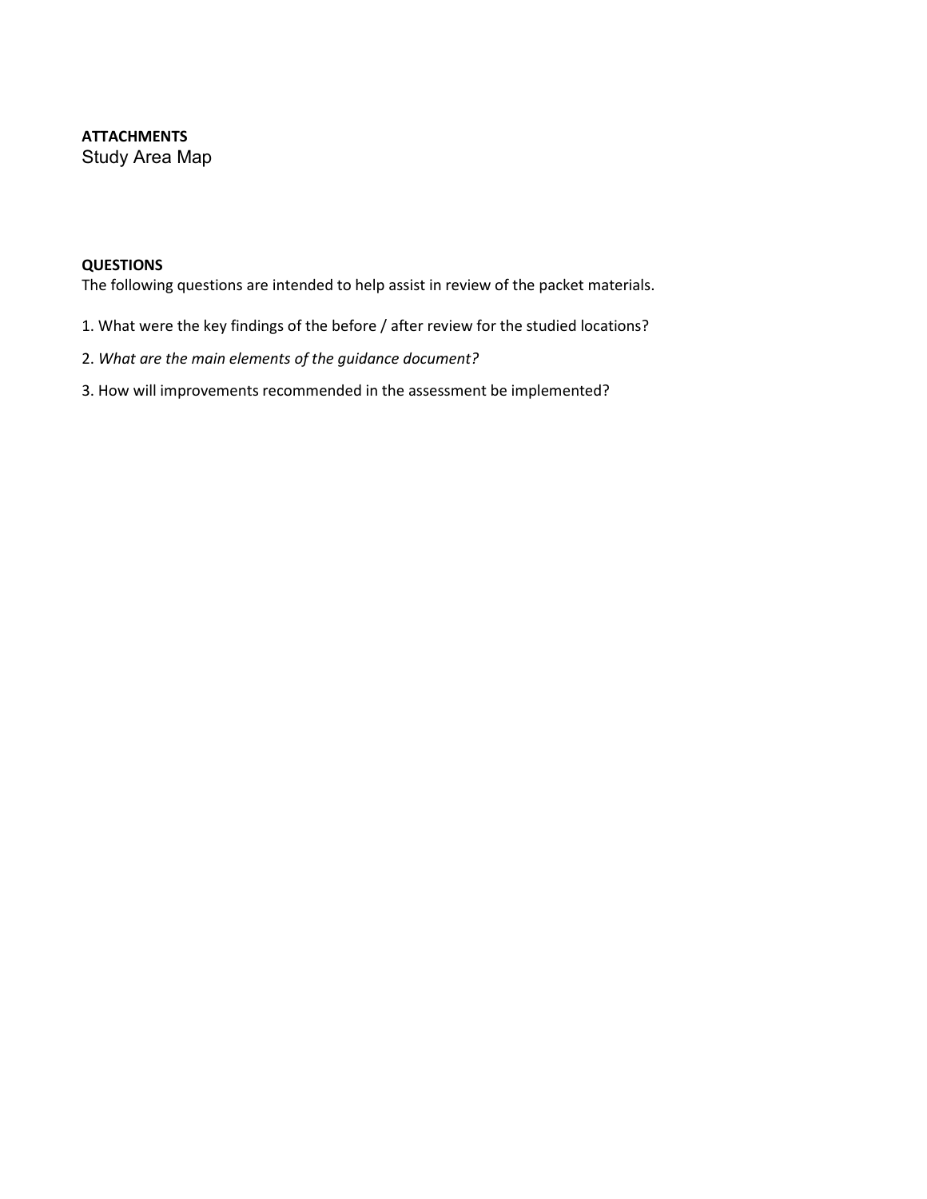**ATTACHMENTS**

Study Area Map

**QUESTIONS**

The following questions are intended to help assist in review of the packet materials.

1. What were the key findings of the before / after review for the studied locations?
2. *What are the main elements of the guidance document?*
3. How will improvements recommended in the assessment be implemented?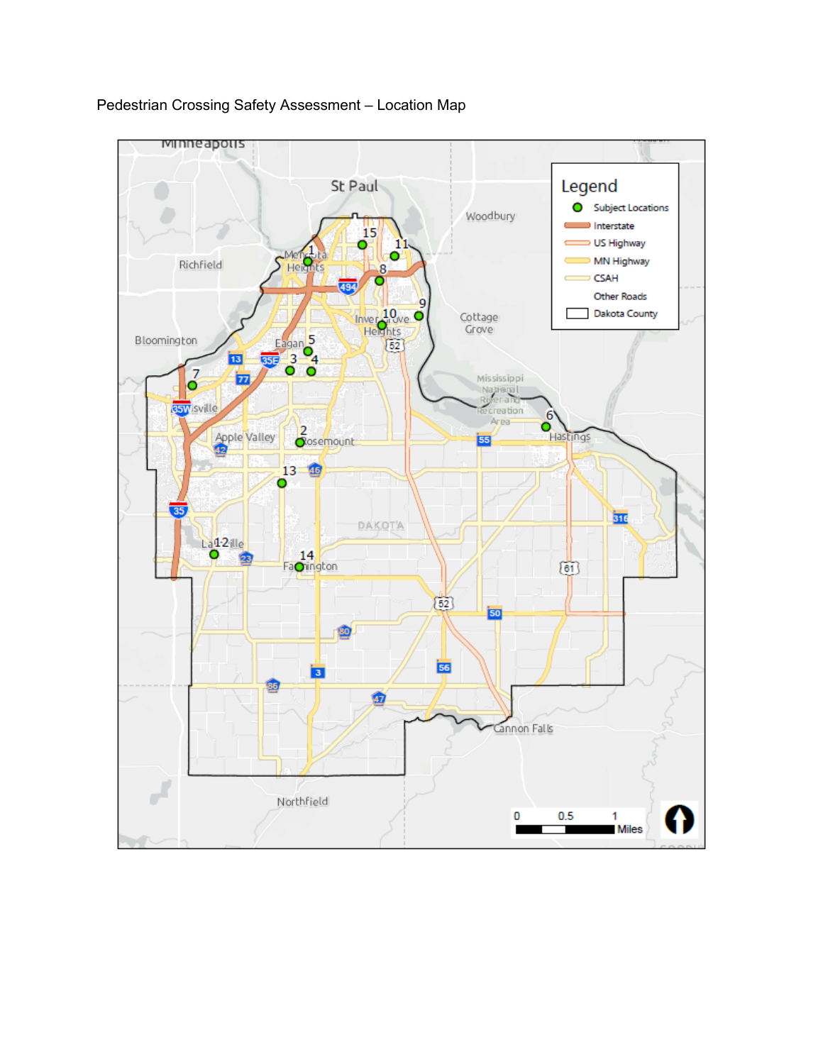Pedestrian Crossing Safety Assessment – Location Map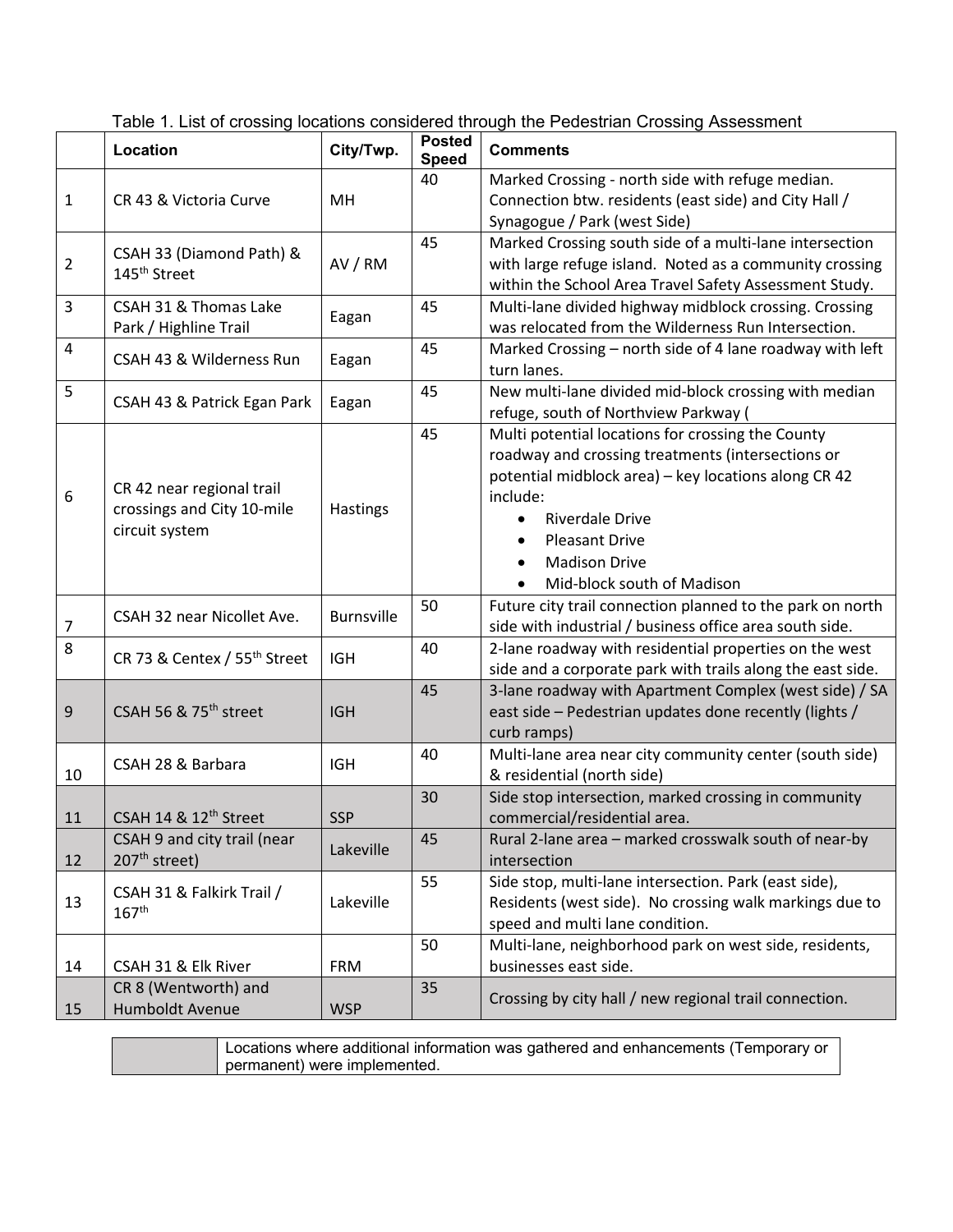Table 1. List of crossing locations considered through the Pedestrian Crossing Assessment

| | Location | City/Twp. | Posted Speed | Comments |
|---|---|---|---|---|
| 1 | CR 43 & Victoria Curve | MH | 40 | Marked Crossing - north side with refuge median. Connection btw. residents (east side) and City Hall / Synagogue / Park (west Side) |
| 2 | CSAH 33 (Diamond Path) & 145th Street | AV / RM | 45 | Marked Crossing south side of a multi-lane intersection with large refuge island. Noted as a community crossing within the School Area Travel Safety Assessment Study. |
| 3 | CSAH 31 & Thomas Lake Park / Highline Trail | Eagan | 45 | Multi-lane divided highway midblock crossing. Crossing was relocated from the Wilderness Run Intersection. |
| 4 | CSAH 43 & Wilderness Run | Eagan | 45 | Marked Crossing – north side of 4 lane roadway with left turn lanes. |
| 5 | CSAH 43 & Patrick Egan Park | Eagan | 45 | New multi-lane divided mid-block crossing with median refuge, south of Northview Parkway ( |
| 6 | CR 42 near regional trail crossings and City 10-mile circuit system | Hastings | 45 | Multi potential locations for crossing the County roadway and crossing treatments (intersections or potential midblock area) – key locations along CR 42 include: <br>• Riverdale Drive <br>• Pleasant Drive <br>• Madison Drive <br>• Mid-block south of Madison |
| 7 | CSAH 32 near Nicollet Ave. | Burnsville | 50 | Future city trail connection planned to the park on north side with industrial / business office area south side. |
| 8 | CR 73 & Centex / 55th Street | IGH | 40 | 2-lane roadway with residential properties on the west side and a corporate park with trails along the east side. |
| 9 | CSAH 56 & 75th street | IGH | 45 | 3-lane roadway with Apartment Complex (west side) / SA east side – Pedestrian updates done recently (lights / curb ramps) |
| 10 | CSAH 28 & Barbara | IGH | 40 | Multi-lane area near city community center (south side) & residential (north side) |
| 11 | CSAH 14 & 12th Street | SSP | 30 | Side stop intersection, marked crossing in community commercial/residential area. |
| 12 | CSAH 9 and city trail (near 207th street) | Lakeville | 45 | Rural 2-lane area – marked crosswalk south of near-by intersection |
| 13 | CSAH 31 & Falkirk Trail / 167th | Lakeville | 55 | Side stop, multi-lane intersection. Park (east side), Residents (west side). No crossing walk markings due to speed and multi lane condition. |
| 14 | CSAH 31 & Elk River | FRM | 50 | Multi-lane, neighborhood park on west side, residents, businesses east side. |
| 15 | CR 8 (Wentworth) and Humboldt Avenue | WSP | 35 | Crossing by city hall / new regional trail connection. |

| | |
|---|---|
| (shaded) | Locations where additional information was gathered and enhancements (Temporary or permanent) were implemented. |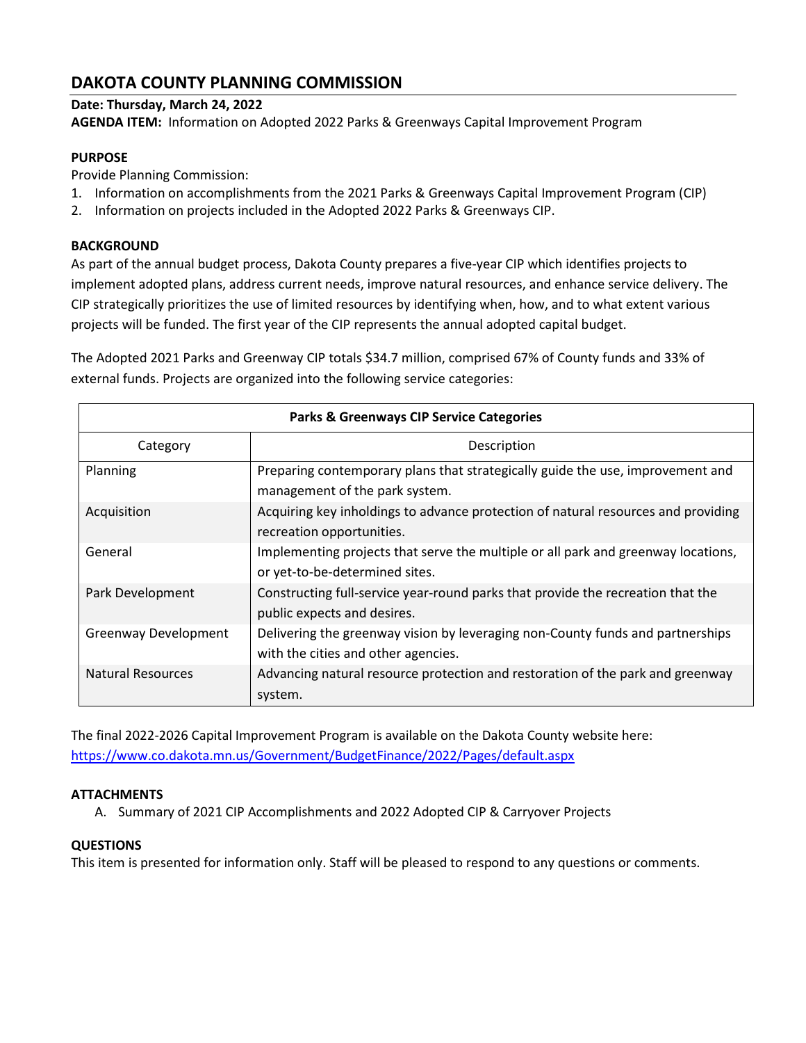# DAKOTA COUNTY PLANNING COMMISSION

**Date: Thursday, March 24, 2022**
**AGENDA ITEM:** Information on Adopted 2022 Parks & Greenways Capital Improvement Program

**PURPOSE**

Provide Planning Commission:

1. Information on accomplishments from the 2021 Parks & Greenways Capital Improvement Program (CIP)
2. Information on projects included in the Adopted 2022 Parks & Greenways CIP.

**BACKGROUND**

As part of the annual budget process, Dakota County prepares a five-year CIP which identifies projects to implement adopted plans, address current needs, improve natural resources, and enhance service delivery. The CIP strategically prioritizes the use of limited resources by identifying when, how, and to what extent various projects will be funded. The first year of the CIP represents the annual adopted capital budget.

The Adopted 2021 Parks and Greenway CIP totals $34.7 million, comprised 67% of County funds and 33% of external funds. Projects are organized into the following service categories:

| **Parks & Greenways CIP Service Categories** | |
|---|---|
| Category | Description |
| Planning | Preparing contemporary plans that strategically guide the use, improvement and management of the park system. |
| Acquisition | Acquiring key inholdings to advance protection of natural resources and providing recreation opportunities. |
| General | Implementing projects that serve the multiple or all park and greenway locations, or yet-to-be-determined sites. |
| Park Development | Constructing full-service year-round parks that provide the recreation that the public expects and desires. |
| Greenway Development | Delivering the greenway vision by leveraging non-County funds and partnerships with the cities and other agencies. |
| Natural Resources | Advancing natural resource protection and restoration of the park and greenway system. |

The final 2022-2026 Capital Improvement Program is available on the Dakota County website here: https://www.co.dakota.mn.us/Government/BudgetFinance/2022/Pages/default.aspx

**ATTACHMENTS**

A. Summary of 2021 CIP Accomplishments and 2022 Adopted CIP & Carryover Projects

**QUESTIONS**

This item is presented for information only. Staff will be pleased to respond to any questions or comments.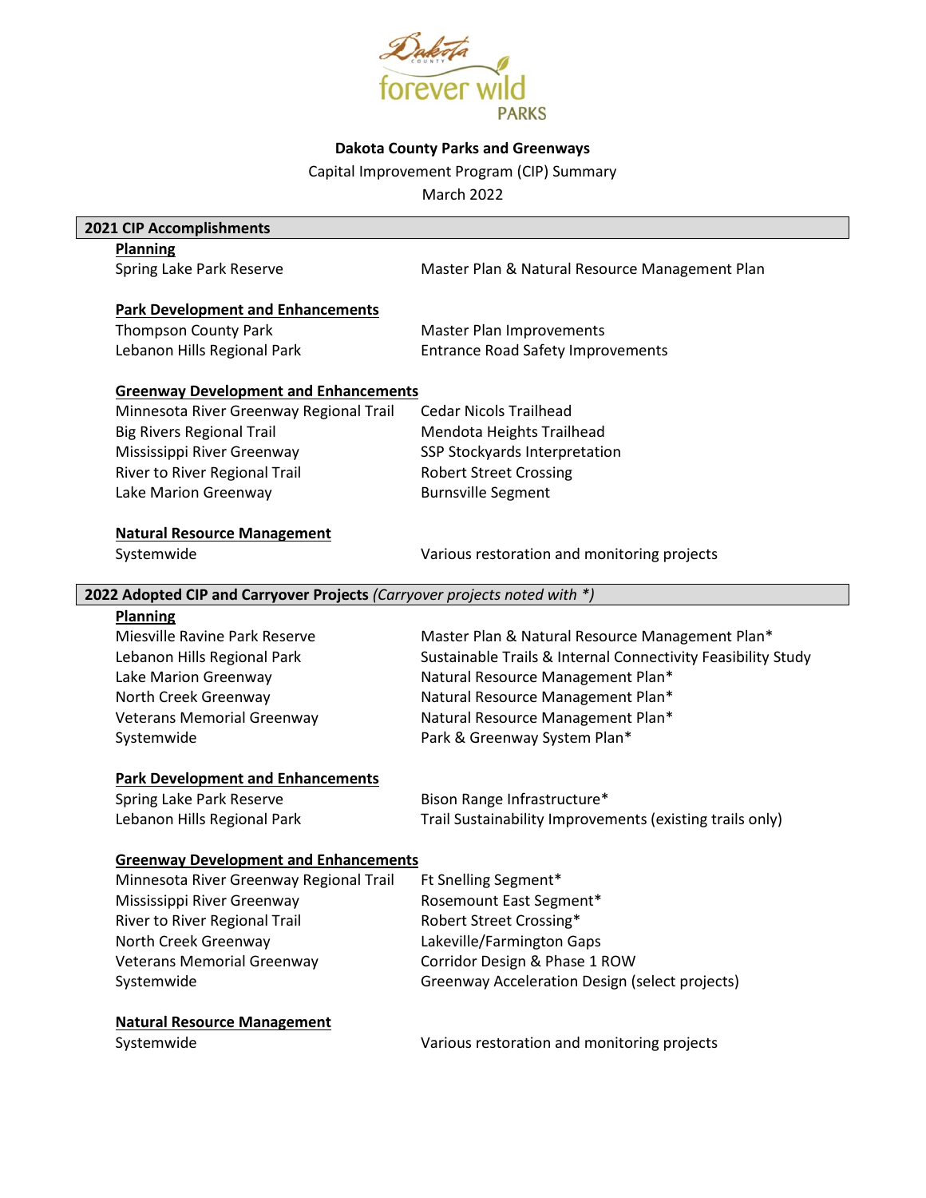Dakota County forever wild PARKS

**Dakota County Parks and Greenways**

Capital Improvement Program (CIP) Summary

March 2022

## 2021 CIP Accomplishments

### Planning

| | |
|---|---|
| Spring Lake Park Reserve | Master Plan & Natural Resource Management Plan |

### Park Development and Enhancements

| | |
|---|---|
| Thompson County Park | Master Plan Improvements |
| Lebanon Hills Regional Park | Entrance Road Safety Improvements |

### Greenway Development and Enhancements

| | |
|---|---|
| Minnesota River Greenway Regional Trail | Cedar Nicols Trailhead |
| Big Rivers Regional Trail | Mendota Heights Trailhead |
| Mississippi River Greenway | SSP Stockyards Interpretation |
| River to River Regional Trail | Robert Street Crossing |
| Lake Marion Greenway | Burnsville Segment |

### Natural Resource Management

| | |
|---|---|
| Systemwide | Various restoration and monitoring projects |

## 2022 Adopted CIP and Carryover Projects *(Carryover projects noted with *)*

### Planning

| | |
|---|---|
| Miesville Ravine Park Reserve | Master Plan & Natural Resource Management Plan* |
| Lebanon Hills Regional Park | Sustainable Trails & Internal Connectivity Feasibility Study |
| Lake Marion Greenway | Natural Resource Management Plan* |
| North Creek Greenway | Natural Resource Management Plan* |
| Veterans Memorial Greenway | Natural Resource Management Plan* |
| Systemwide | Park & Greenway System Plan* |

### Park Development and Enhancements

| | |
|---|---|
| Spring Lake Park Reserve | Bison Range Infrastructure* |
| Lebanon Hills Regional Park | Trail Sustainability Improvements (existing trails only) |

### Greenway Development and Enhancements

| | |
|---|---|
| Minnesota River Greenway Regional Trail | Ft Snelling Segment* |
| Mississippi River Greenway | Rosemount East Segment* |
| River to River Regional Trail | Robert Street Crossing* |
| North Creek Greenway | Lakeville/Farmington Gaps |
| Veterans Memorial Greenway | Corridor Design & Phase 1 ROW |
| Systemwide | Greenway Acceleration Design (select projects) |

### Natural Resource Management

| | |
|---|---|
| Systemwide | Various restoration and monitoring projects |